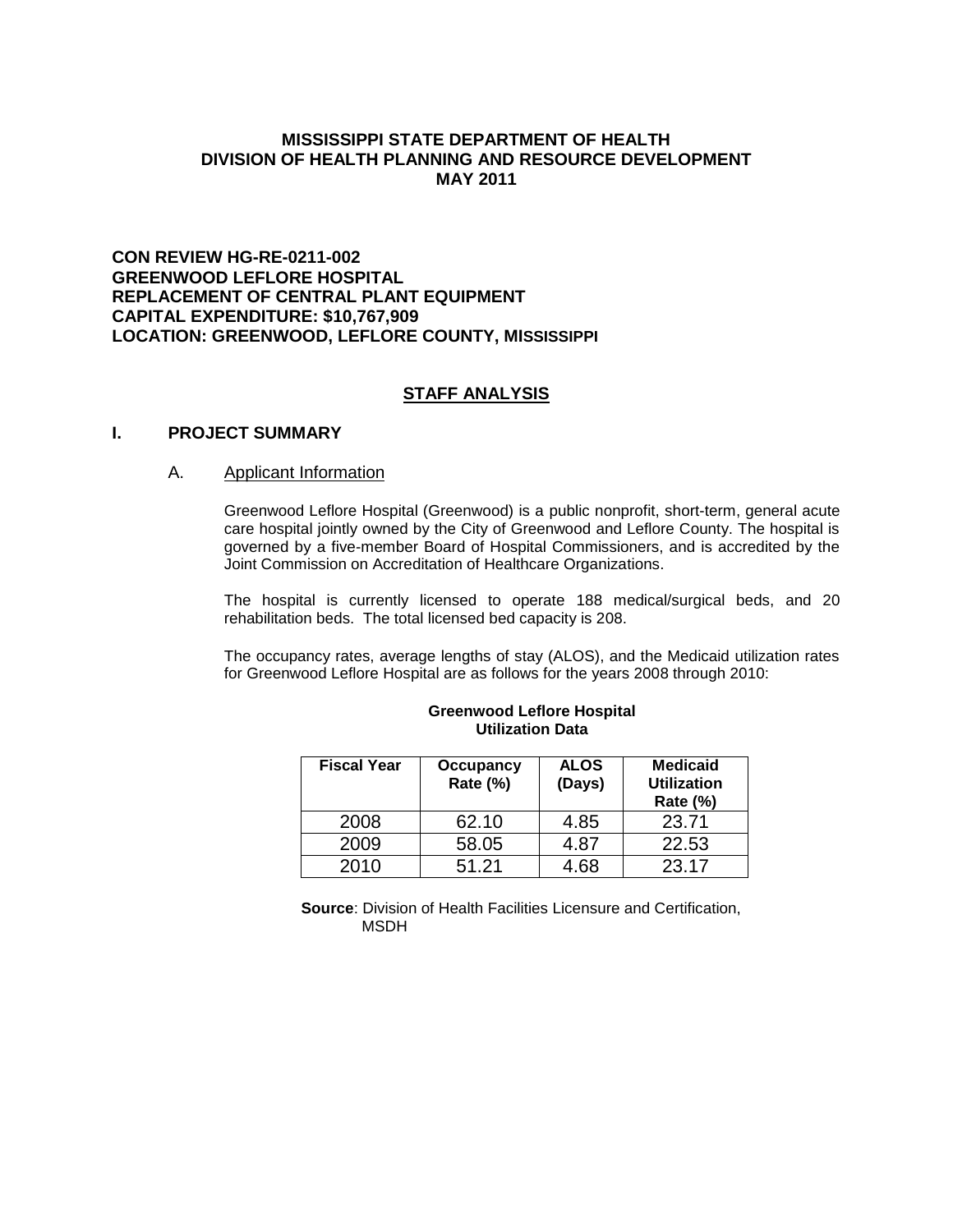**MISSISSIPPI STATE DEPARTMENT OF HEALTH**
**DIVISION OF HEALTH PLANNING AND RESOURCE DEVELOPMENT**
**MAY 2011**

**CON REVIEW HG-RE-0211-002**
**GREENWOOD LEFLORE HOSPITAL**
**REPLACEMENT OF CENTRAL PLANT EQUIPMENT**
**CAPITAL EXPENDITURE: $10,767,909**
**LOCATION: GREENWOOD, LEFLORE COUNTY, MISSISSIPPI**

## STAFF ANALYSIS

## I. PROJECT SUMMARY

### A. Applicant Information

Greenwood Leflore Hospital (Greenwood) is a public nonprofit, short-term, general acute care hospital jointly owned by the City of Greenwood and Leflore County. The hospital is governed by a five-member Board of Hospital Commissioners, and is accredited by the Joint Commission on Accreditation of Healthcare Organizations.

The hospital is currently licensed to operate 188 medical/surgical beds, and 20 rehabilitation beds. The total licensed bed capacity is 208.

The occupancy rates, average lengths of stay (ALOS), and the Medicaid utilization rates for Greenwood Leflore Hospital are as follows for the years 2008 through 2010:

**Greenwood Leflore Hospital**
**Utilization Data**

| Fiscal Year | Occupancy Rate (%) | ALOS (Days) | Medicaid Utilization Rate (%) |
|---|---|---|---|
| 2008 | 62.10 | 4.85 | 23.71 |
| 2009 | 58.05 | 4.87 | 22.53 |
| 2010 | 51.21 | 4.68 | 23.17 |

**Source**: Division of Health Facilities Licensure and Certification, MSDH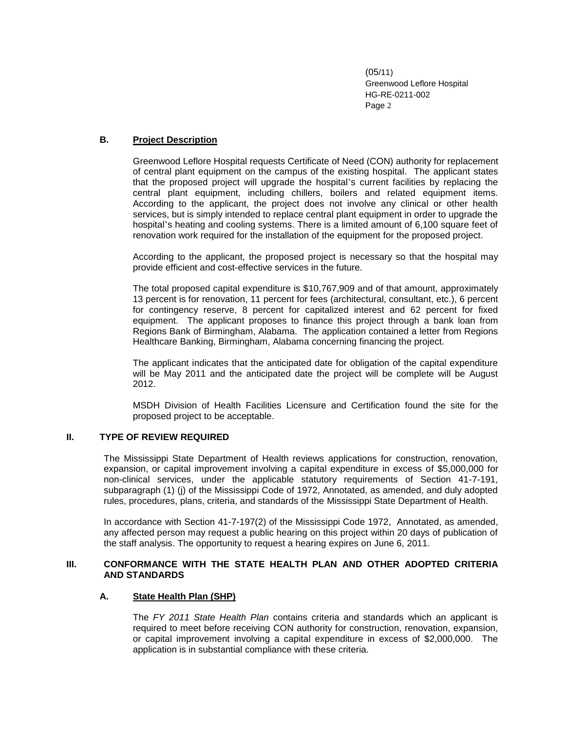### B. Project Description

Greenwood Leflore Hospital requests Certificate of Need (CON) authority for replacement of central plant equipment on the campus of the existing hospital. The applicant states that the proposed project will upgrade the hospital's current facilities by replacing the central plant equipment, including chillers, boilers and related equipment items. According to the applicant, the project does not involve any clinical or other health services, but is simply intended to replace central plant equipment in order to upgrade the hospital's heating and cooling systems. There is a limited amount of 6,100 square feet of renovation work required for the installation of the equipment for the proposed project.

According to the applicant, the proposed project is necessary so that the hospital may provide efficient and cost-effective services in the future.

The total proposed capital expenditure is $10,767,909 and of that amount, approximately 13 percent is for renovation, 11 percent for fees (architectural, consultant, etc.), 6 percent for contingency reserve, 8 percent for capitalized interest and 62 percent for fixed equipment. The applicant proposes to finance this project through a bank loan from Regions Bank of Birmingham, Alabama. The application contained a letter from Regions Healthcare Banking, Birmingham, Alabama concerning financing the project.

The applicant indicates that the anticipated date for obligation of the capital expenditure will be May 2011 and the anticipated date the project will be complete will be August 2012.

MSDH Division of Health Facilities Licensure and Certification found the site for the proposed project to be acceptable.

## II. TYPE OF REVIEW REQUIRED

The Mississippi State Department of Health reviews applications for construction, renovation, expansion, or capital improvement involving a capital expenditure in excess of $5,000,000 for non-clinical services, under the applicable statutory requirements of Section 41-7-191, subparagraph (1) (j) of the Mississippi Code of 1972, Annotated, as amended, and duly adopted rules, procedures, plans, criteria, and standards of the Mississippi State Department of Health.

In accordance with Section 41-7-197(2) of the Mississippi Code 1972, Annotated, as amended, any affected person may request a public hearing on this project within 20 days of publication of the staff analysis. The opportunity to request a hearing expires on June 6, 2011.

## III. CONFORMANCE WITH THE STATE HEALTH PLAN AND OTHER ADOPTED CRITERIA AND STANDARDS

### A. State Health Plan (SHP)

The *FY 2011 State Health Plan* contains criteria and standards which an applicant is required to meet before receiving CON authority for construction, renovation, expansion, or capital improvement involving a capital expenditure in excess of $2,000,000. The application is in substantial compliance with these criteria.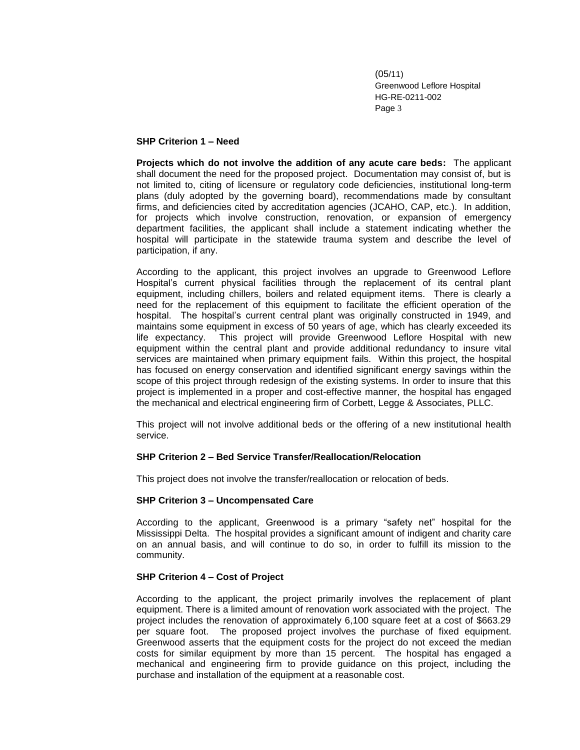**SHP Criterion 1 – Need**

**Projects which do not involve the addition of any acute care beds:** The applicant shall document the need for the proposed project. Documentation may consist of, but is not limited to, citing of licensure or regulatory code deficiencies, institutional long-term plans (duly adopted by the governing board), recommendations made by consultant firms, and deficiencies cited by accreditation agencies (JCAHO, CAP, etc.). In addition, for projects which involve construction, renovation, or expansion of emergency department facilities, the applicant shall include a statement indicating whether the hospital will participate in the statewide trauma system and describe the level of participation, if any.

According to the applicant, this project involves an upgrade to Greenwood Leflore Hospital's current physical facilities through the replacement of its central plant equipment, including chillers, boilers and related equipment items. There is clearly a need for the replacement of this equipment to facilitate the efficient operation of the hospital. The hospital's current central plant was originally constructed in 1949, and maintains some equipment in excess of 50 years of age, which has clearly exceeded its life expectancy. This project will provide Greenwood Leflore Hospital with new equipment within the central plant and provide additional redundancy to insure vital services are maintained when primary equipment fails. Within this project, the hospital has focused on energy conservation and identified significant energy savings within the scope of this project through redesign of the existing systems. In order to insure that this project is implemented in a proper and cost-effective manner, the hospital has engaged the mechanical and electrical engineering firm of Corbett, Legge & Associates, PLLC.

This project will not involve additional beds or the offering of a new institutional health service.

**SHP Criterion 2 – Bed Service Transfer/Reallocation/Relocation**

This project does not involve the transfer/reallocation or relocation of beds.

**SHP Criterion 3 – Uncompensated Care**

According to the applicant, Greenwood is a primary "safety net" hospital for the Mississippi Delta. The hospital provides a significant amount of indigent and charity care on an annual basis, and will continue to do so, in order to fulfill its mission to the community.

**SHP Criterion 4 – Cost of Project**

According to the applicant, the project primarily involves the replacement of plant equipment. There is a limited amount of renovation work associated with the project. The project includes the renovation of approximately 6,100 square feet at a cost of $663.29 per square foot. The proposed project involves the purchase of fixed equipment. Greenwood asserts that the equipment costs for the project do not exceed the median costs for similar equipment by more than 15 percent. The hospital has engaged a mechanical and engineering firm to provide guidance on this project, including the purchase and installation of the equipment at a reasonable cost.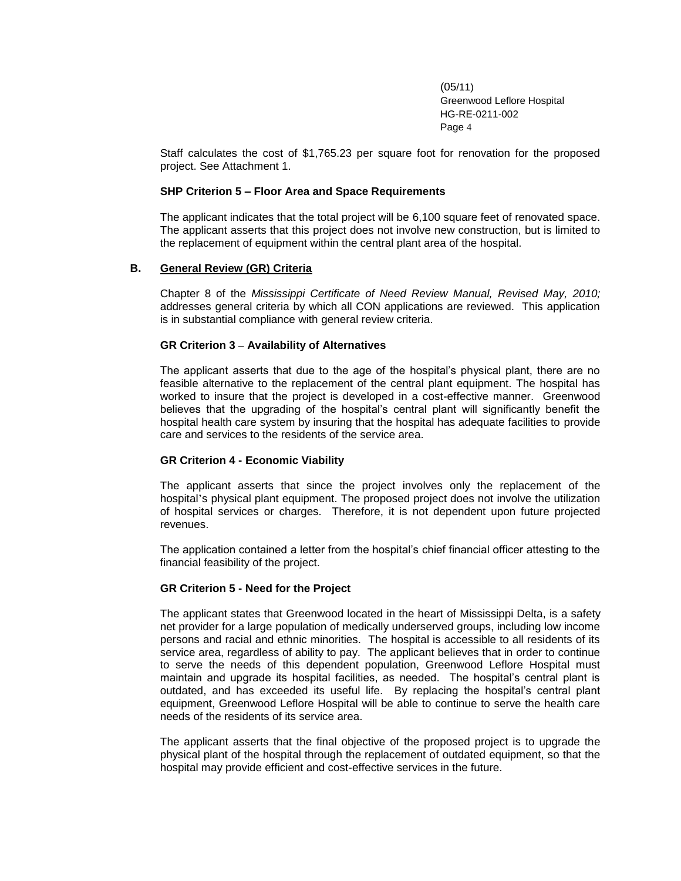Staff calculates the cost of $1,765.23 per square foot for renovation for the proposed project. See Attachment 1.

**SHP Criterion 5 – Floor Area and Space Requirements**

The applicant indicates that the total project will be 6,100 square feet of renovated space. The applicant asserts that this project does not involve new construction, but is limited to the replacement of equipment within the central plant area of the hospital.

## B. General Review (GR) Criteria

Chapter 8 of the *Mississippi Certificate of Need Review Manual, Revised May, 2010;* addresses general criteria by which all CON applications are reviewed. This application is in substantial compliance with general review criteria.

**GR Criterion 3 – Availability of Alternatives**

The applicant asserts that due to the age of the hospital's physical plant, there are no feasible alternative to the replacement of the central plant equipment. The hospital has worked to insure that the project is developed in a cost-effective manner. Greenwood believes that the upgrading of the hospital's central plant will significantly benefit the hospital health care system by insuring that the hospital has adequate facilities to provide care and services to the residents of the service area.

**GR Criterion 4 - Economic Viability**

The applicant asserts that since the project involves only the replacement of the hospital's physical plant equipment. The proposed project does not involve the utilization of hospital services or charges. Therefore, it is not dependent upon future projected revenues.

The application contained a letter from the hospital's chief financial officer attesting to the financial feasibility of the project.

**GR Criterion 5 - Need for the Project**

The applicant states that Greenwood located in the heart of Mississippi Delta, is a safety net provider for a large population of medically underserved groups, including low income persons and racial and ethnic minorities. The hospital is accessible to all residents of its service area, regardless of ability to pay. The applicant believes that in order to continue to serve the needs of this dependent population, Greenwood Leflore Hospital must maintain and upgrade its hospital facilities, as needed. The hospital's central plant is outdated, and has exceeded its useful life. By replacing the hospital's central plant equipment, Greenwood Leflore Hospital will be able to continue to serve the health care needs of the residents of its service area.

The applicant asserts that the final objective of the proposed project is to upgrade the physical plant of the hospital through the replacement of outdated equipment, so that the hospital may provide efficient and cost-effective services in the future.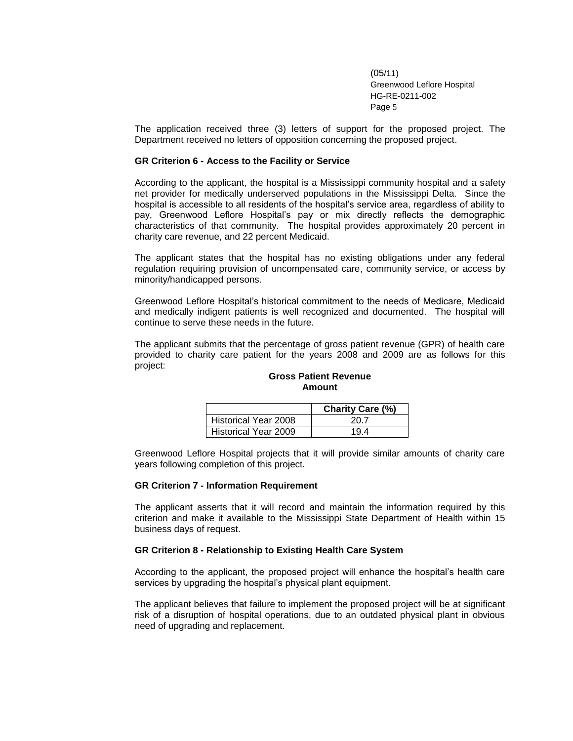The application received three (3) letters of support for the proposed project. The Department received no letters of opposition concerning the proposed project.

**GR Criterion 6 - Access to the Facility or Service**

According to the applicant, the hospital is a Mississippi community hospital and a safety net provider for medically underserved populations in the Mississippi Delta. Since the hospital is accessible to all residents of the hospital's service area, regardless of ability to pay, Greenwood Leflore Hospital's pay or mix directly reflects the demographic characteristics of that community. The hospital provides approximately 20 percent in charity care revenue, and 22 percent Medicaid.

The applicant states that the hospital has no existing obligations under any federal regulation requiring provision of uncompensated care, community service, or access by minority/handicapped persons.

Greenwood Leflore Hospital's historical commitment to the needs of Medicare, Medicaid and medically indigent patients is well recognized and documented. The hospital will continue to serve these needs in the future.

The applicant submits that the percentage of gross patient revenue (GPR) of health care provided to charity care patient for the years 2008 and 2009 are as follows for this project:

**Gross Patient Revenue Amount**

| | Charity Care (%) |
|---|---|
| Historical Year 2008 | 20.7 |
| Historical Year 2009 | 19.4 |

Greenwood Leflore Hospital projects that it will provide similar amounts of charity care years following completion of this project.

**GR Criterion 7 - Information Requirement**

The applicant asserts that it will record and maintain the information required by this criterion and make it available to the Mississippi State Department of Health within 15 business days of request.

**GR Criterion 8 - Relationship to Existing Health Care System**

According to the applicant, the proposed project will enhance the hospital's health care services by upgrading the hospital's physical plant equipment.

The applicant believes that failure to implement the proposed project will be at significant risk of a disruption of hospital operations, due to an outdated physical plant in obvious need of upgrading and replacement.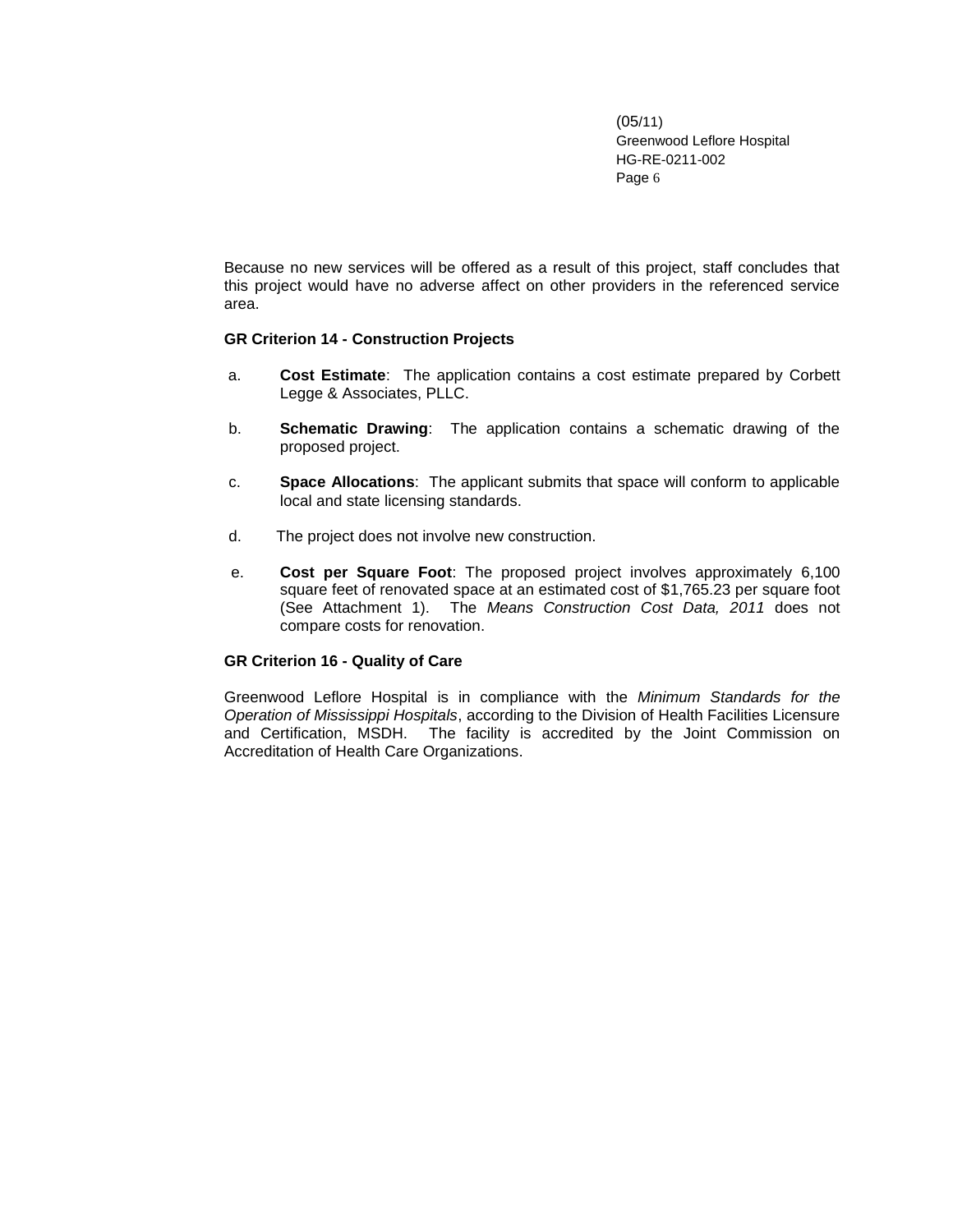Because no new services will be offered as a result of this project, staff concludes that this project would have no adverse affect on other providers in the referenced service area.

**GR Criterion 14 - Construction Projects**

a. **Cost Estimate**: The application contains a cost estimate prepared by Corbett Legge & Associates, PLLC.

b. **Schematic Drawing**: The application contains a schematic drawing of the proposed project.

c. **Space Allocations**: The applicant submits that space will conform to applicable local and state licensing standards.

d. The project does not involve new construction.

e. **Cost per Square Foot**: The proposed project involves approximately 6,100 square feet of renovated space at an estimated cost of $1,765.23 per square foot (See Attachment 1). The *Means Construction Cost Data, 2011* does not compare costs for renovation.

**GR Criterion 16 - Quality of Care**

Greenwood Leflore Hospital is in compliance with the *Minimum Standards for the Operation of Mississippi Hospitals*, according to the Division of Health Facilities Licensure and Certification, MSDH. The facility is accredited by the Joint Commission on Accreditation of Health Care Organizations.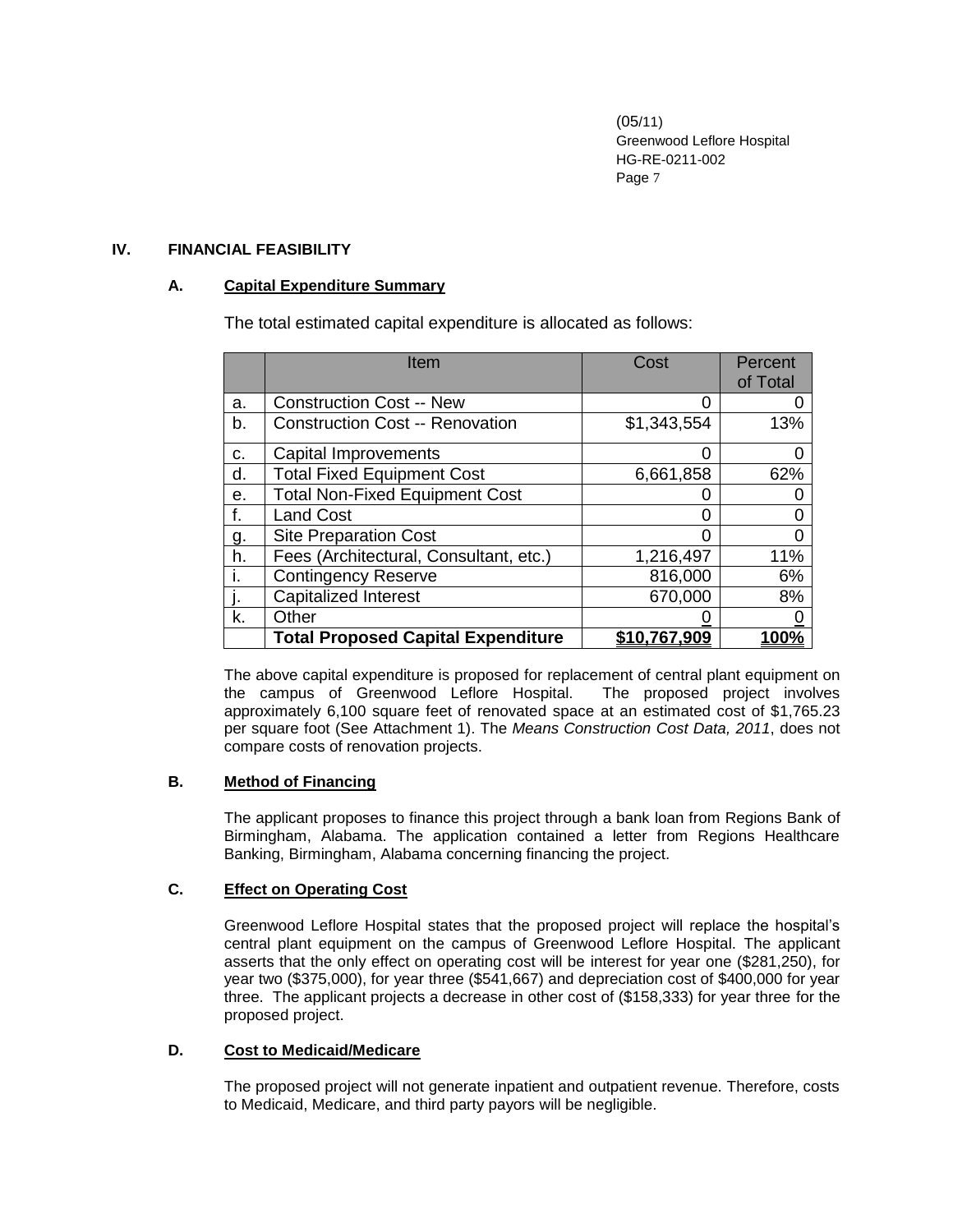## IV. FINANCIAL FEASIBILITY

### A. Capital Expenditure Summary

The total estimated capital expenditure is allocated as follows:

| | Item | Cost | Percent of Total |
|---|---|---|---|
| a. | Construction Cost -- New | 0 | 0 |
| b. | Construction Cost -- Renovation | $1,343,554 | 13% |
| c. | Capital Improvements | 0 | 0 |
| d. | Total Fixed Equipment Cost | 6,661,858 | 62% |
| e. | Total Non-Fixed Equipment Cost | 0 | 0 |
| f. | Land Cost | 0 | 0 |
| g. | Site Preparation Cost | 0 | 0 |
| h. | Fees (Architectural, Consultant, etc.) | 1,216,497 | 11% |
| i. | Contingency Reserve | 816,000 | 6% |
| j. | Capitalized Interest | 670,000 | 8% |
| k. | Other | 0 | 0 |
| | **Total Proposed Capital Expenditure** | **$10,767,909** | **100%** |

The above capital expenditure is proposed for replacement of central plant equipment on the campus of Greenwood Leflore Hospital. The proposed project involves approximately 6,100 square feet of renovated space at an estimated cost of $1,765.23 per square foot (See Attachment 1). The *Means Construction Cost Data, 2011*, does not compare costs of renovation projects.

### B. Method of Financing

The applicant proposes to finance this project through a bank loan from Regions Bank of Birmingham, Alabama. The application contained a letter from Regions Healthcare Banking, Birmingham, Alabama concerning financing the project.

### C. Effect on Operating Cost

Greenwood Leflore Hospital states that the proposed project will replace the hospital's central plant equipment on the campus of Greenwood Leflore Hospital. The applicant asserts that the only effect on operating cost will be interest for year one ($281,250), for year two ($375,000), for year three ($541,667) and depreciation cost of $400,000 for year three. The applicant projects a decrease in other cost of ($158,333) for year three for the proposed project.

### D. Cost to Medicaid/Medicare

The proposed project will not generate inpatient and outpatient revenue. Therefore, costs to Medicaid, Medicare, and third party payors will be negligible.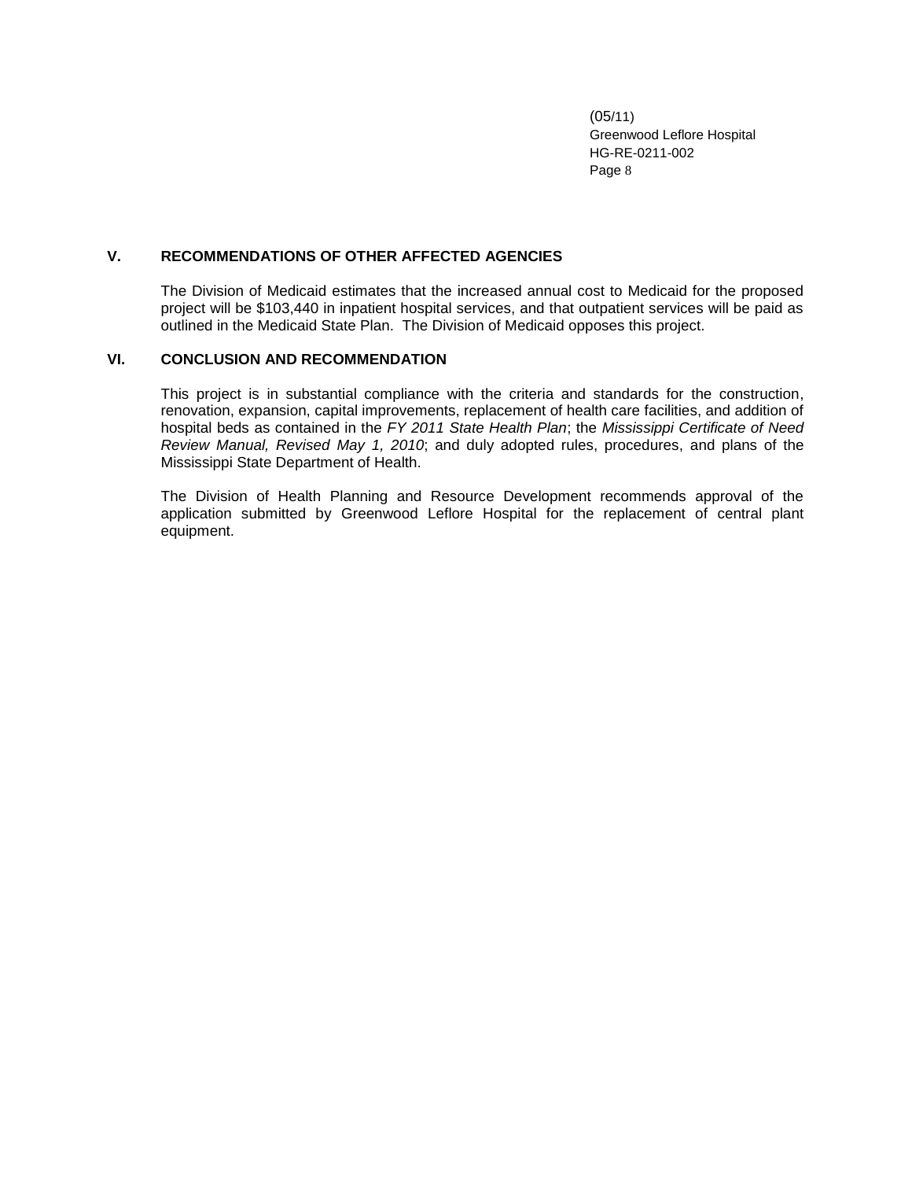## V. RECOMMENDATIONS OF OTHER AFFECTED AGENCIES

The Division of Medicaid estimates that the increased annual cost to Medicaid for the proposed project will be $103,440 in inpatient hospital services, and that outpatient services will be paid as outlined in the Medicaid State Plan. The Division of Medicaid opposes this project.

## VI. CONCLUSION AND RECOMMENDATION

This project is in substantial compliance with the criteria and standards for the construction, renovation, expansion, capital improvements, replacement of health care facilities, and addition of hospital beds as contained in the *FY 2011 State Health Plan*; the *Mississippi Certificate of Need Review Manual, Revised May 1, 2010*; and duly adopted rules, procedures, and plans of the Mississippi State Department of Health.

The Division of Health Planning and Resource Development recommends approval of the application submitted by Greenwood Leflore Hospital for the replacement of central plant equipment.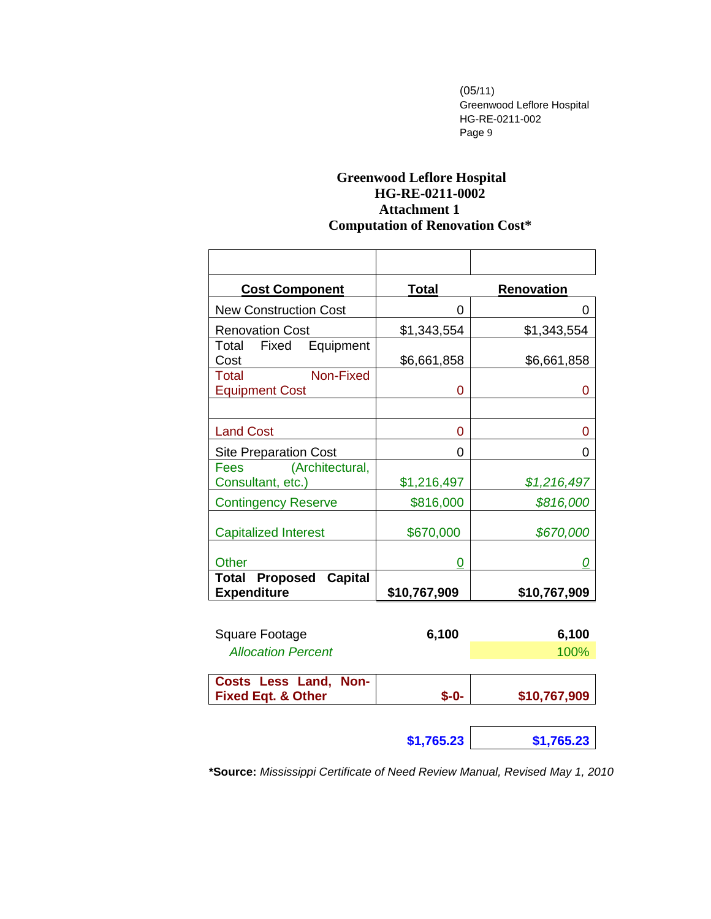**Greenwood Leflore Hospital**
**HG-RE-0211-0002**
**Attachment 1**
**Computation of Renovation Cost***

| | | |
|---|---|---|
| **Cost Component** | **Total** | **Renovation** |
| New Construction Cost | 0 | 0 |
| Renovation Cost | $1,343,554 | $1,343,554 |
| Total Fixed Equipment Cost | $6,661,858 | $6,661,858 |
| Total Non-Fixed Equipment Cost | 0 | 0 |
| | | |
| Land Cost | 0 | 0 |
| Site Preparation Cost | 0 | 0 |
| Fees (Architectural, Consultant, etc.) | $1,216,497 | *$1,216,497* |
| Contingency Reserve | $816,000 | *$816,000* |
| Capitalized Interest | $670,000 | *$670,000* |
| Other | 0 | *0* |
| **Total Proposed Capital Expenditure** | **$10,767,909** | **$10,767,909** |
| | | |
| Square Footage | **6,100** | **6,100** |
| *Allocation Percent* | | 100% |
| | | |
| **Costs Less Land, Non-Fixed Eqt. & Other** | **$-0-** | **$10,767,909** |
| | | |
| | **$1,765.23** | **$1,765.23** |

***Source:** *Mississippi Certificate of Need Review Manual, Revised May 1, 2010*